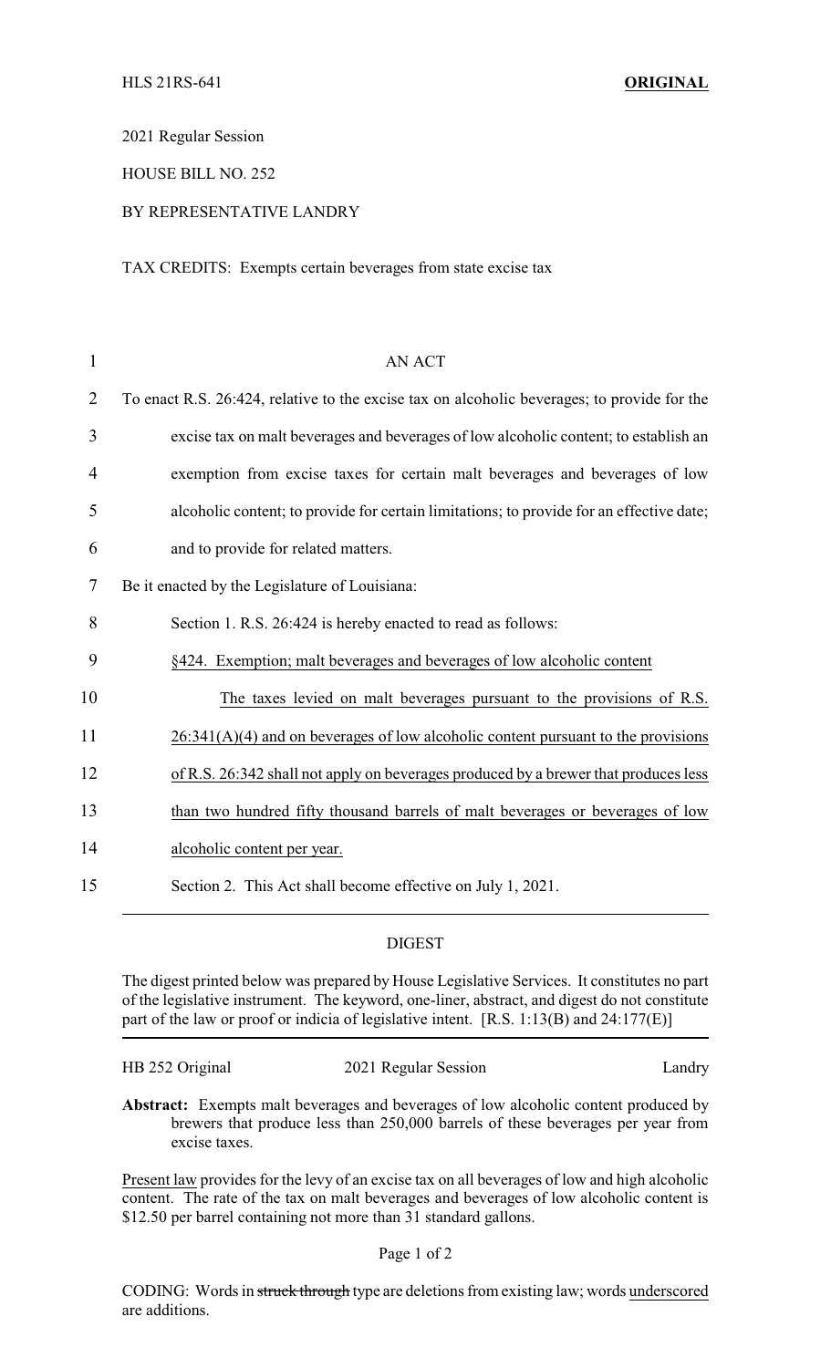HLS 21RS-641 **ORIGINAL**

2021 Regular Session

HOUSE BILL NO. 252

BY REPRESENTATIVE LANDRY

TAX CREDITS: Exempts certain beverages from state excise tax

AN ACT

To enact R.S. 26:424, relative to the excise tax on alcoholic beverages; to provide for the excise tax on malt beverages and beverages of low alcoholic content; to establish an exemption from excise taxes for certain malt beverages and beverages of low alcoholic content; to provide for certain limitations; to provide for an effective date; and to provide for related matters.

Be it enacted by the Legislature of Louisiana:

Section 1. R.S. 26:424 is hereby enacted to read as follows:

§424. Exemption; malt beverages and beverages of low alcoholic content

The taxes levied on malt beverages pursuant to the provisions of R.S. 26:341(A)(4) and on beverages of low alcoholic content pursuant to the provisions of R.S. 26:342 shall not apply on beverages produced by a brewer that produces less than two hundred fifty thousand barrels of malt beverages or beverages of low alcoholic content per year.

Section 2. This Act shall become effective on July 1, 2021.

## DIGEST

The digest printed below was prepared by House Legislative Services. It constitutes no part of the legislative instrument. The keyword, one-liner, abstract, and digest do not constitute part of the law or proof or indicia of legislative intent. [R.S. 1:13(B) and 24:177(E)]

HB 252 Original 2021 Regular Session Landry

**Abstract:** Exempts malt beverages and beverages of low alcoholic content produced by brewers that produce less than 250,000 barrels of these beverages per year from excise taxes.

Present law provides for the levy of an excise tax on all beverages of low and high alcoholic content. The rate of the tax on malt beverages and beverages of low alcoholic content is $12.50 per barrel containing not more than 31 standard gallons.

CODING: Words in ~~struck through~~ type are deletions from existing law; words underscored are additions.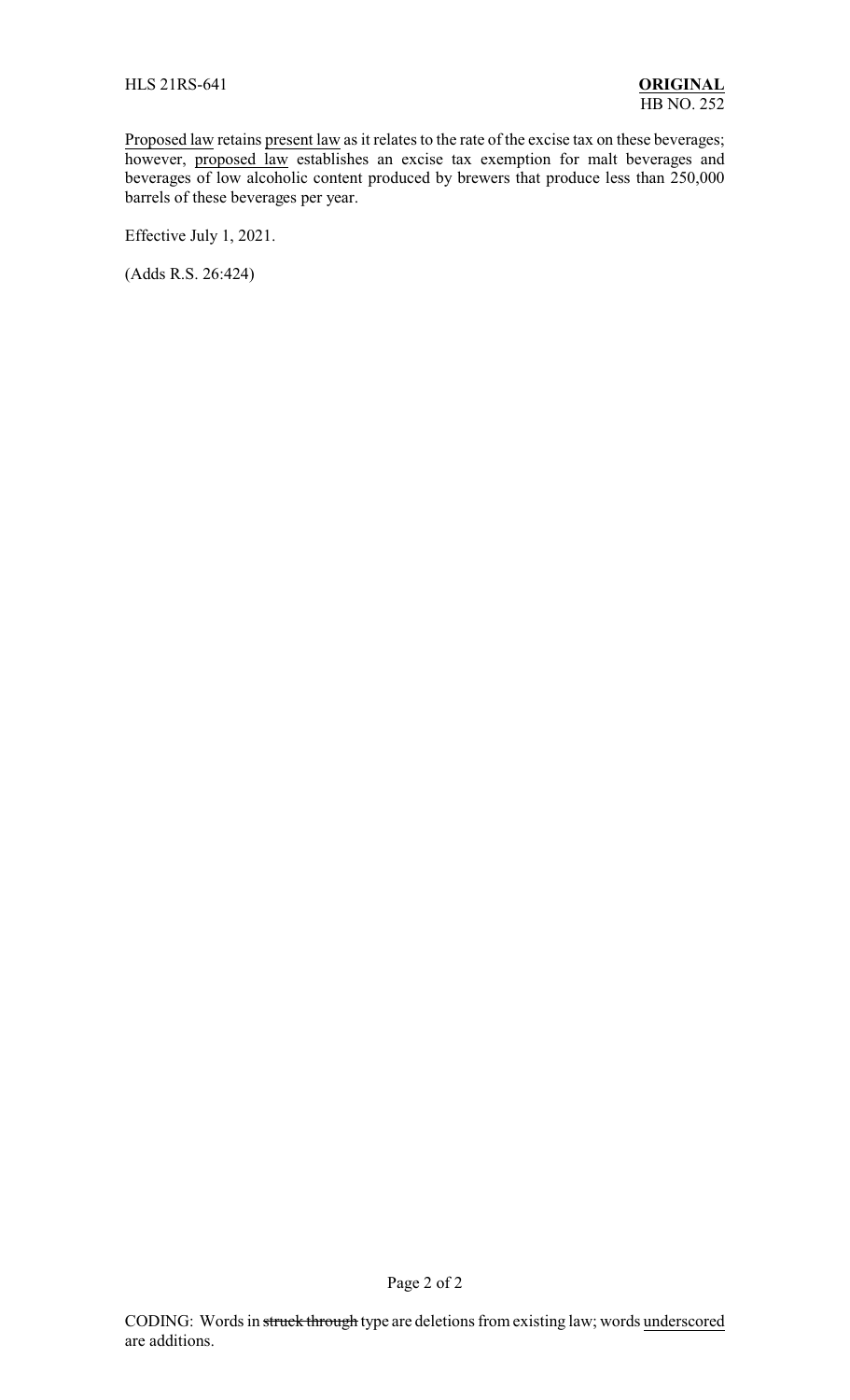Proposed law retains present law as it relates to the rate of the excise tax on these beverages; however, proposed law establishes an excise tax exemption for malt beverages and beverages of low alcoholic content produced by brewers that produce less than 250,000 barrels of these beverages per year.

Effective July 1, 2021.

(Adds R.S. 26:424)

CODING: Words in ~~struck through~~ type are deletions from existing law; words underscored are additions.